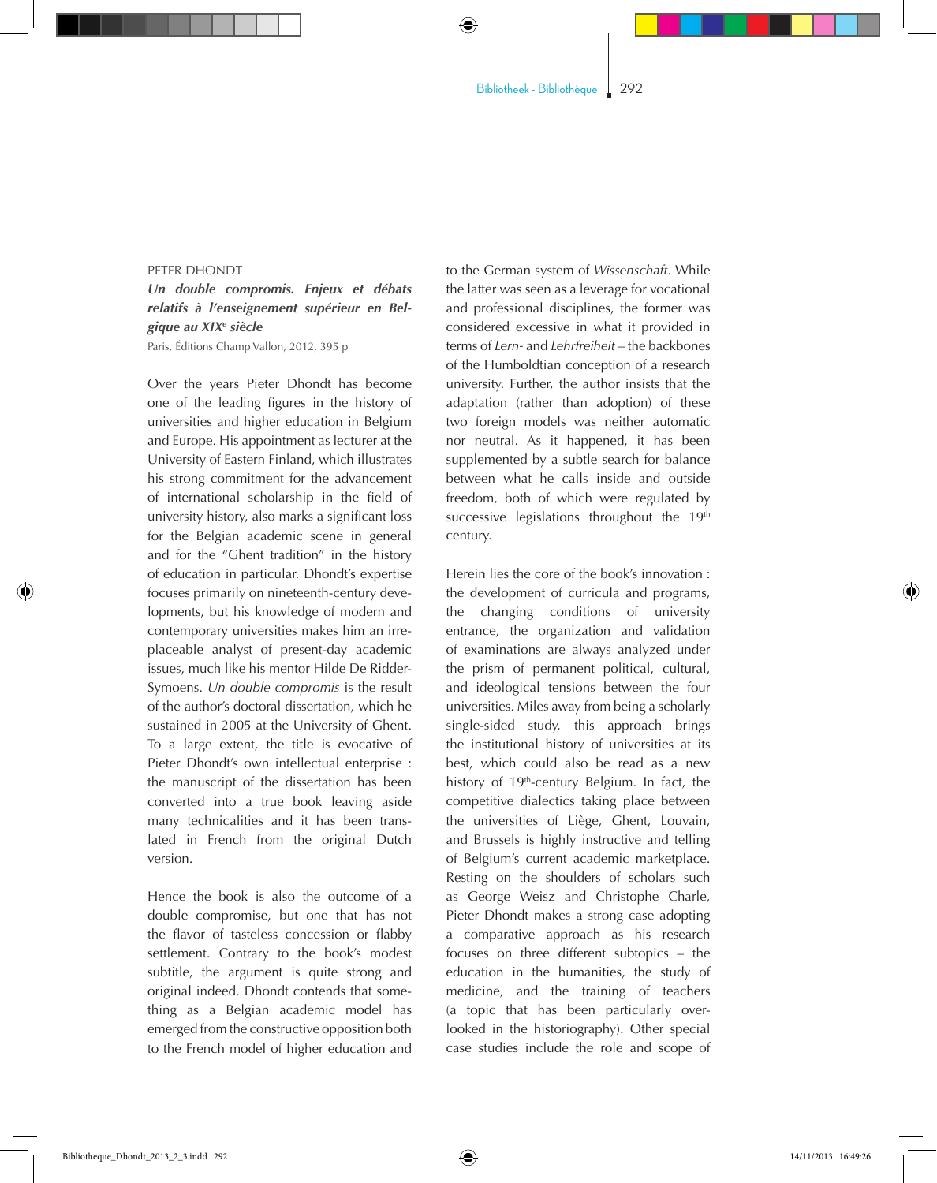PETER DHONDT

***Un double compromis. Enjeux et débats relatifs à l'enseignement supérieur en Belgique au XIX*^e^ *siècle***

Paris, Éditions Champ Vallon, 2012, 395 p

Over the years Pieter Dhondt has become one of the leading figures in the history of universities and higher education in Belgium and Europe. His appointment as lecturer at the University of Eastern Finland, which illustrates his strong commitment for the advancement of international scholarship in the field of university history, also marks a significant loss for the Belgian academic scene in general and for the "Ghent tradition" in the history of education in particular. Dhondt's expertise focuses primarily on nineteenth-century developments, but his knowledge of modern and contemporary universities makes him an irreplaceable analyst of present-day academic issues, much like his mentor Hilde De Ridder-Symoens. *Un double compromis* is the result of the author's doctoral dissertation, which he sustained in 2005 at the University of Ghent. To a large extent, the title is evocative of Pieter Dhondt's own intellectual enterprise : the manuscript of the dissertation has been converted into a true book leaving aside many technicalities and it has been translated in French from the original Dutch version.

Hence the book is also the outcome of a double compromise, but one that has not the flavor of tasteless concession or flabby settlement. Contrary to the book's modest subtitle, the argument is quite strong and original indeed. Dhondt contends that something as a Belgian academic model has emerged from the constructive opposition both to the French model of higher education and to the German system of *Wissenschaft*. While the latter was seen as a leverage for vocational and professional disciplines, the former was considered excessive in what it provided in terms of *Lern-* and *Lehrfreiheit* – the backbones of the Humboldtian conception of a research university. Further, the author insists that the adaptation (rather than adoption) of these two foreign models was neither automatic nor neutral. As it happened, it has been supplemented by a subtle search for balance between what he calls inside and outside freedom, both of which were regulated by successive legislations throughout the 19th century.

Herein lies the core of the book's innovation : the development of curricula and programs, the changing conditions of university entrance, the organization and validation of examinations are always analyzed under the prism of permanent political, cultural, and ideological tensions between the four universities. Miles away from being a scholarly single-sided study, this approach brings the institutional history of universities at its best, which could also be read as a new history of 19th-century Belgium. In fact, the competitive dialectics taking place between the universities of Liège, Ghent, Louvain, and Brussels is highly instructive and telling of Belgium's current academic marketplace. Resting on the shoulders of scholars such as George Weisz and Christophe Charle, Pieter Dhondt makes a strong case adopting a comparative approach as his research focuses on three different subtopics – the education in the humanities, the study of medicine, and the training of teachers (a topic that has been particularly overlooked in the historiography). Other special case studies include the role and scope of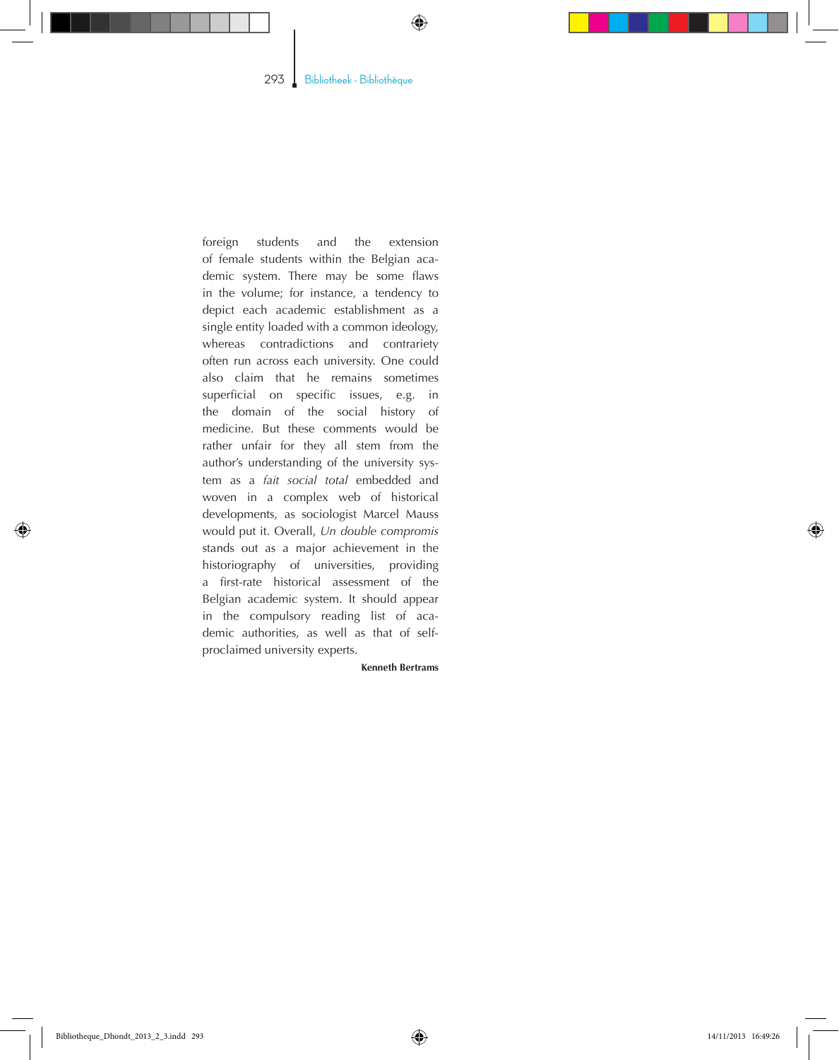foreign students and the extension of female students within the Belgian academic system. There may be some flaws in the volume; for instance, a tendency to depict each academic establishment as a single entity loaded with a common ideology, whereas contradictions and contrariety often run across each university. One could also claim that he remains sometimes superficial on specific issues, e.g. in the domain of the social history of medicine. But these comments would be rather unfair for they all stem from the author's understanding of the university system as a *fait social total* embedded and woven in a complex web of historical developments, as sociologist Marcel Mauss would put it. Overall, *Un double compromis* stands out as a major achievement in the historiography of universities, providing a first-rate historical assessment of the Belgian academic system. It should appear in the compulsory reading list of academic authorities, as well as that of self-proclaimed university experts.

**Kenneth Bertrams**